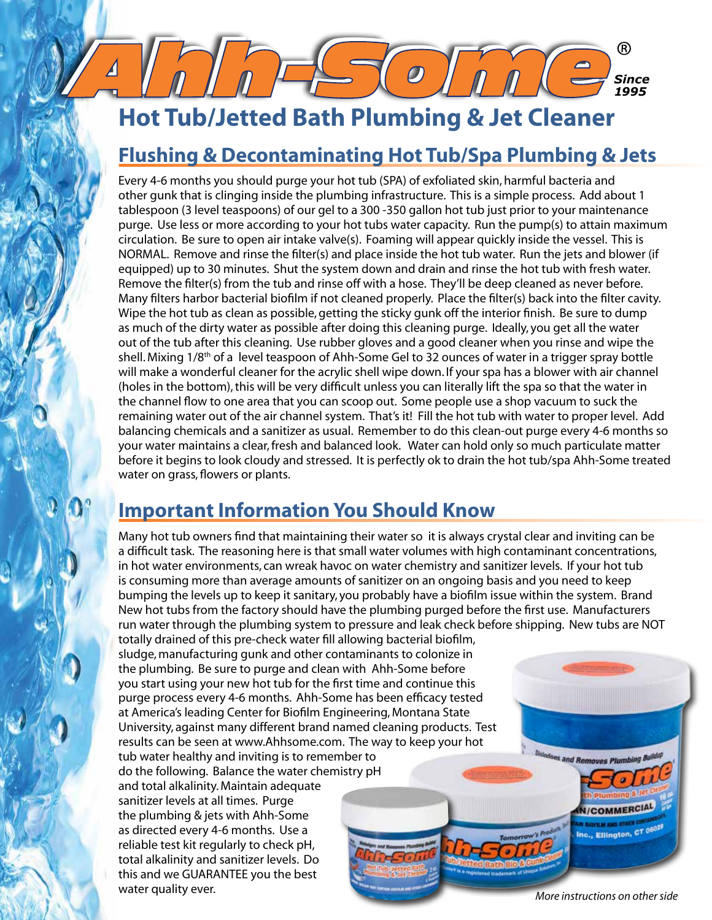# Ahh-Some® Since 1995

## Hot Tub/Jetted Bath Plumbing & Jet Cleaner

### Flushing & Decontaminating Hot Tub/Spa Plumbing & Jets

Every 4-6 months you should purge your hot tub (SPA) of exfoliated skin, harmful bacteria and other gunk that is clinging inside the plumbing infrastructure. This is a simple process. Add about 1 tablespoon (3 level teaspoons) of our gel to a 300 -350 gallon hot tub just prior to your maintenance purge. Use less or more according to your hot tubs water capacity. Run the pump(s) to attain maximum circulation. Be sure to open air intake valve(s). Foaming will appear quickly inside the vessel. This is NORMAL. Remove and rinse the filter(s) and place inside the hot tub water. Run the jets and blower (if equipped) up to 30 minutes. Shut the system down and drain and rinse the hot tub with fresh water. Remove the filter(s) from the tub and rinse off with a hose. They'll be deep cleaned as never before. Many filters harbor bacterial biofilm if not cleaned properly. Place the filter(s) back into the filter cavity. Wipe the hot tub as clean as possible, getting the sticky gunk off the interior finish. Be sure to dump as much of the dirty water as possible after doing this cleaning purge. Ideally, you get all the water out of the tub after this cleaning. Use rubber gloves and a good cleaner when you rinse and wipe the shell. Mixing 1/8th of a level teaspoon of Ahh-Some Gel to 32 ounces of water in a trigger spray bottle will make a wonderful cleaner for the acrylic shell wipe down. If your spa has a blower with air channel (holes in the bottom), this will be very difficult unless you can literally lift the spa so that the water in the channel flow to one area that you can scoop out. Some people use a shop vacuum to suck the remaining water out of the air channel system. That's it! Fill the hot tub with water to proper level. Add balancing chemicals and a sanitizer as usual. Remember to do this clean-out purge every 4-6 months so your water maintains a clear, fresh and balanced look. Water can hold only so much particulate matter before it begins to look cloudy and stressed. It is perfectly ok to drain the hot tub/spa Ahh-Some treated water on grass, flowers or plants.

### Important Information You Should Know

Many hot tub owners find that maintaining their water so it is always crystal clear and inviting can be a difficult task. The reasoning here is that small water volumes with high contaminant concentrations, in hot water environments, can wreak havoc on water chemistry and sanitizer levels. If your hot tub is consuming more than average amounts of sanitizer on an ongoing basis and you need to keep bumping the levels up to keep it sanitary, you probably have a biofilm issue within the system. Brand New hot tubs from the factory should have the plumbing purged before the first use. Manufacturers run water through the plumbing system to pressure and leak check before shipping. New tubs are NOT totally drained of this pre-check water fill allowing bacterial biofilm, sludge, manufacturing gunk and other contaminants to colonize in the plumbing. Be sure to purge and clean with Ahh-Some before you start using your new hot tub for the first time and continue this purge process every 4-6 months. Ahh-Some has been efficacy tested at America's leading Center for Biofilm Engineering, Montana State University, against many different brand named cleaning products. Test results can be seen at www.Ahhsome.com. The way to keep your hot tub water healthy and inviting is to remember to do the following. Balance the water chemistry pH and total alkalinity. Maintain adequate sanitizer levels at all times. Purge the plumbing & jets with Ahh-Some as directed every 4-6 months. Use a reliable test kit regularly to check pH, total alkalinity and sanitizer levels. Do this and we GUARANTEE you the best water quality ever.

*More instructions on other side*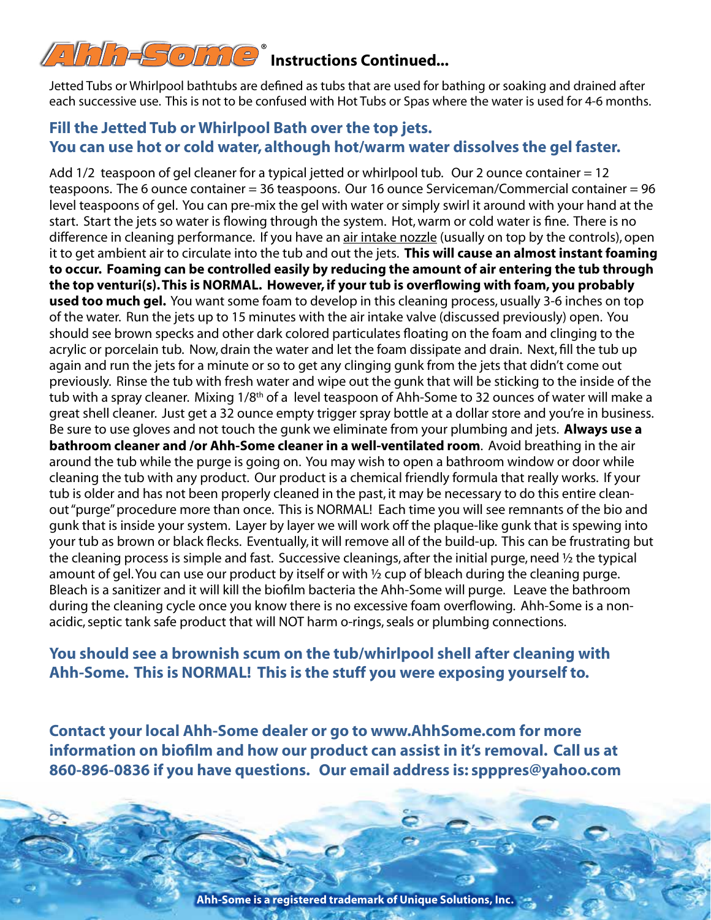# Ahh-Some® Instructions Continued...

Jetted Tubs or Whirlpool bathtubs are defined as tubs that are used for bathing or soaking and drained after each successive use. This is not to be confused with Hot Tubs or Spas where the water is used for 4-6 months.

## Fill the Jetted Tub or Whirlpool Bath over the top jets.
## You can use hot or cold water, although hot/warm water dissolves the gel faster.

Add 1/2 teaspoon of gel cleaner for a typical jetted or whirlpool tub. Our 2 ounce container = 12 teaspoons. The 6 ounce container = 36 teaspoons. Our 16 ounce Serviceman/Commercial container = 96 level teaspoons of gel. You can pre-mix the gel with water or simply swirl it around with your hand at the start. Start the jets so water is flowing through the system. Hot, warm or cold water is fine. There is no difference in cleaning performance. If you have an air intake nozzle (usually on top by the controls), open it to get ambient air to circulate into the tub and out the jets. **This will cause an almost instant foaming to occur. Foaming can be controlled easily by reducing the amount of air entering the tub through the top venturi(s). This is NORMAL. However, if your tub is overflowing with foam, you probably used too much gel.** You want some foam to develop in this cleaning process, usually 3-6 inches on top of the water. Run the jets up to 15 minutes with the air intake valve (discussed previously) open. You should see brown specks and other dark colored particulates floating on the foam and clinging to the acrylic or porcelain tub. Now, drain the water and let the foam dissipate and drain. Next, fill the tub up again and run the jets for a minute or so to get any clinging gunk from the jets that didn't come out previously. Rinse the tub with fresh water and wipe out the gunk that will be sticking to the inside of the tub with a spray cleaner. Mixing 1/8th of a level teaspoon of Ahh-Some to 32 ounces of water will make a great shell cleaner. Just get a 32 ounce empty trigger spray bottle at a dollar store and you're in business. Be sure to use gloves and not touch the gunk we eliminate from your plumbing and jets. **Always use a bathroom cleaner and /or Ahh-Some cleaner in a well-ventilated room**. Avoid breathing in the air around the tub while the purge is going on. You may wish to open a bathroom window or door while cleaning the tub with any product. Our product is a chemical friendly formula that really works. If your tub is older and has not been properly cleaned in the past, it may be necessary to do this entire clean-out "purge" procedure more than once. This is NORMAL! Each time you will see remnants of the bio and gunk that is inside your system. Layer by layer we will work off the plaque-like gunk that is spewing into your tub as brown or black flecks. Eventually, it will remove all of the build-up. This can be frustrating but the cleaning process is simple and fast. Successive cleanings, after the initial purge, need ½ the typical amount of gel. You can use our product by itself or with ½ cup of bleach during the cleaning purge. Bleach is a sanitizer and it will kill the biofilm bacteria the Ahh-Some will purge. Leave the bathroom during the cleaning cycle once you know there is no excessive foam overflowing. Ahh-Some is a non-acidic, septic tank safe product that will NOT harm o-rings, seals or plumbing connections.

**You should see a brownish scum on the tub/whirlpool shell after cleaning with Ahh-Some. This is NORMAL! This is the stuff you were exposing yourself to.**

**Contact your local Ahh-Some dealer or go to www.AhhSome.com for more information on biofilm and how our product can assist in it's removal. Call us at 860-896-0836 if you have questions. Our email address is: spppres@yahoo.com**

Ahh-Some is a registered trademark of Unique Solutions, Inc.